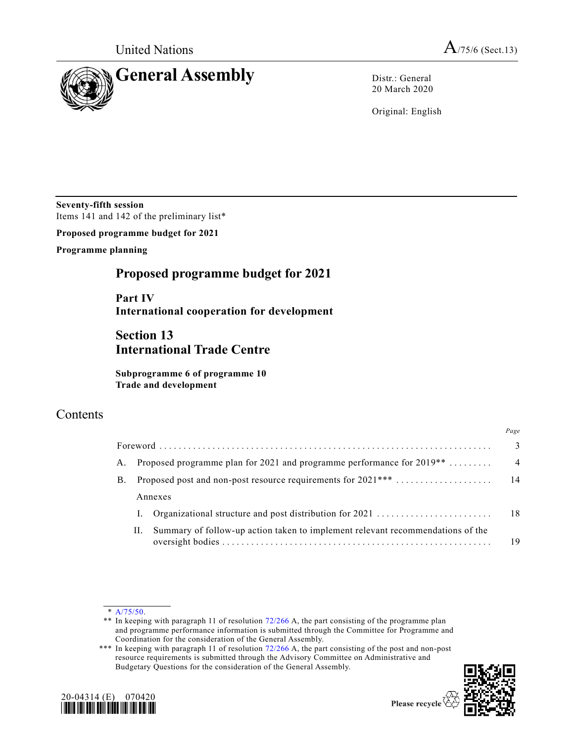United Nations

A/75/6 (Sect.13)

# General Assembly

Distr.: General
20 March 2020

Original: English

**Seventy-fifth session**
Items 141 and 142 of the preliminary list*

**Proposed programme budget for 2021**

**Programme planning**

# Proposed programme budget for 2021

## Part IV
## International cooperation for development

## Section 13
## International Trade Centre

### Subprogramme 6 of programme 10
### Trade and development

## Contents

| | | Page |
|---|---|---|
| Foreword | | 3 |
| A. | Proposed programme plan for 2021 and programme performance for 2019** | 4 |
| B. | Proposed post and non-post resource requirements for 2021*** | 14 |
| | Annexes | |
| I. | Organizational structure and post distribution for 2021 | 18 |
| II. | Summary of follow-up action taken to implement relevant recommendations of the oversight bodies | 19 |

\* A/75/50.

** In keeping with paragraph 11 of resolution 72/266 A, the part consisting of the programme plan and programme performance information is submitted through the Committee for Programme and Coordination for the consideration of the General Assembly.

*** In keeping with paragraph 11 of resolution 72/266 A, the part consisting of the post and non-post resource requirements is submitted through the Advisory Committee on Administrative and Budgetary Questions for the consideration of the General Assembly.

20-04314 (E) 070420

Please recycle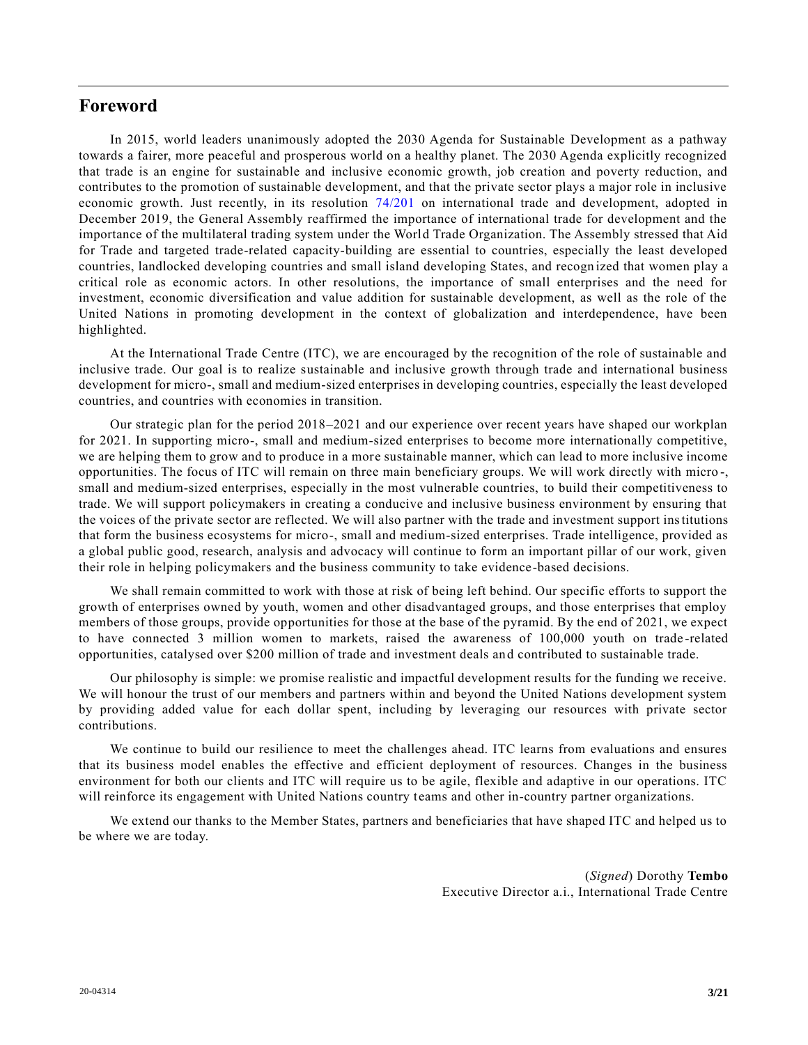## Foreword

In 2015, world leaders unanimously adopted the 2030 Agenda for Sustainable Development as a pathway towards a fairer, more peaceful and prosperous world on a healthy planet. The 2030 Agenda explicitly recognized that trade is an engine for sustainable and inclusive economic growth, job creation and poverty reduction, and contributes to the promotion of sustainable development, and that the private sector plays a major role in inclusive economic growth. Just recently, in its resolution 74/201 on international trade and development, adopted in December 2019, the General Assembly reaffirmed the importance of international trade for development and the importance of the multilateral trading system under the World Trade Organization. The Assembly stressed that Aid for Trade and targeted trade-related capacity-building are essential to countries, especially the least developed countries, landlocked developing countries and small island developing States, and recognized that women play a critical role as economic actors. In other resolutions, the importance of small enterprises and the need for investment, economic diversification and value addition for sustainable development, as well as the role of the United Nations in promoting development in the context of globalization and interdependence, have been highlighted.

At the International Trade Centre (ITC), we are encouraged by the recognition of the role of sustainable and inclusive trade. Our goal is to realize sustainable and inclusive growth through trade and international business development for micro-, small and medium-sized enterprises in developing countries, especially the least developed countries, and countries with economies in transition.

Our strategic plan for the period 2018–2021 and our experience over recent years have shaped our workplan for 2021. In supporting micro-, small and medium-sized enterprises to become more internationally competitive, we are helping them to grow and to produce in a more sustainable manner, which can lead to more inclusive income opportunities. The focus of ITC will remain on three main beneficiary groups. We will work directly with micro-, small and medium-sized enterprises, especially in the most vulnerable countries, to build their competitiveness to trade. We will support policymakers in creating a conducive and inclusive business environment by ensuring that the voices of the private sector are reflected. We will also partner with the trade and investment support institutions that form the business ecosystems for micro-, small and medium-sized enterprises. Trade intelligence, provided as a global public good, research, analysis and advocacy will continue to form an important pillar of our work, given their role in helping policymakers and the business community to take evidence-based decisions.

We shall remain committed to work with those at risk of being left behind. Our specific efforts to support the growth of enterprises owned by youth, women and other disadvantaged groups, and those enterprises that employ members of those groups, provide opportunities for those at the base of the pyramid. By the end of 2021, we expect to have connected 3 million women to markets, raised the awareness of 100,000 youth on trade-related opportunities, catalysed over $200 million of trade and investment deals and contributed to sustainable trade.

Our philosophy is simple: we promise realistic and impactful development results for the funding we receive. We will honour the trust of our members and partners within and beyond the United Nations development system by providing added value for each dollar spent, including by leveraging our resources with private sector contributions.

We continue to build our resilience to meet the challenges ahead. ITC learns from evaluations and ensures that its business model enables the effective and efficient deployment of resources. Changes in the business environment for both our clients and ITC will require us to be agile, flexible and adaptive in our operations. ITC will reinforce its engagement with United Nations country teams and other in-country partner organizations.

We extend our thanks to the Member States, partners and beneficiaries that have shaped ITC and helped us to be where we are today.

(*Signed*) Dorothy **Tembo**
Executive Director a.i., International Trade Centre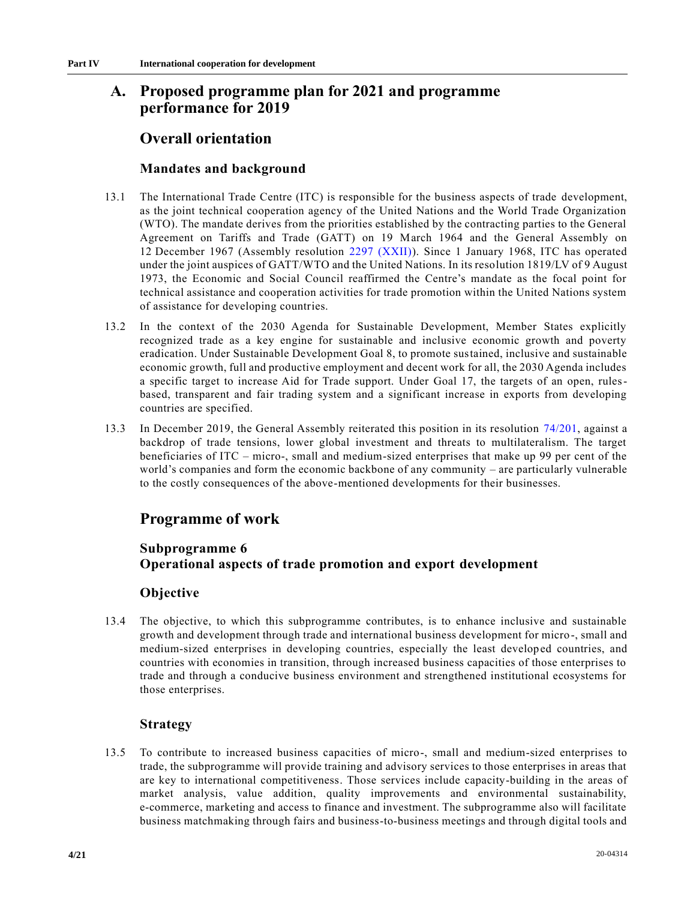## A. Proposed programme plan for 2021 and programme performance for 2019

## Overall orientation

### Mandates and background

13.1 The International Trade Centre (ITC) is responsible for the business aspects of trade development, as the joint technical cooperation agency of the United Nations and the World Trade Organization (WTO). The mandate derives from the priorities established by the contracting parties to the General Agreement on Tariffs and Trade (GATT) on 19 March 1964 and the General Assembly on 12 December 1967 (Assembly resolution 2297 (XXII)). Since 1 January 1968, ITC has operated under the joint auspices of GATT/WTO and the United Nations. In its resolution 1819/LV of 9 August 1973, the Economic and Social Council reaffirmed the Centre's mandate as the focal point for technical assistance and cooperation activities for trade promotion within the United Nations system of assistance for developing countries.

13.2 In the context of the 2030 Agenda for Sustainable Development, Member States explicitly recognized trade as a key engine for sustainable and inclusive economic growth and poverty eradication. Under Sustainable Development Goal 8, to promote sustained, inclusive and sustainable economic growth, full and productive employment and decent work for all, the 2030 Agenda includes a specific target to increase Aid for Trade support. Under Goal 17, the targets of an open, rules-based, transparent and fair trading system and a significant increase in exports from developing countries are specified.

13.3 In December 2019, the General Assembly reiterated this position in its resolution 74/201, against a backdrop of trade tensions, lower global investment and threats to multilateralism. The target beneficiaries of ITC – micro-, small and medium-sized enterprises that make up 99 per cent of the world's companies and form the economic backbone of any community – are particularly vulnerable to the costly consequences of the above-mentioned developments for their businesses.

## Programme of work

### Subprogramme 6
### Operational aspects of trade promotion and export development

### Objective

13.4 The objective, to which this subprogramme contributes, is to enhance inclusive and sustainable growth and development through trade and international business development for micro-, small and medium-sized enterprises in developing countries, especially the least developed countries, and countries with economies in transition, through increased business capacities of those enterprises to trade and through a conducive business environment and strengthened institutional ecosystems for those enterprises.

### Strategy

13.5 To contribute to increased business capacities of micro-, small and medium-sized enterprises to trade, the subprogramme will provide training and advisory services to those enterprises in areas that are key to international competitiveness. Those services include capacity-building in the areas of market analysis, value addition, quality improvements and environmental sustainability, e-commerce, marketing and access to finance and investment. The subprogramme also will facilitate business matchmaking through fairs and business-to-business meetings and through digital tools and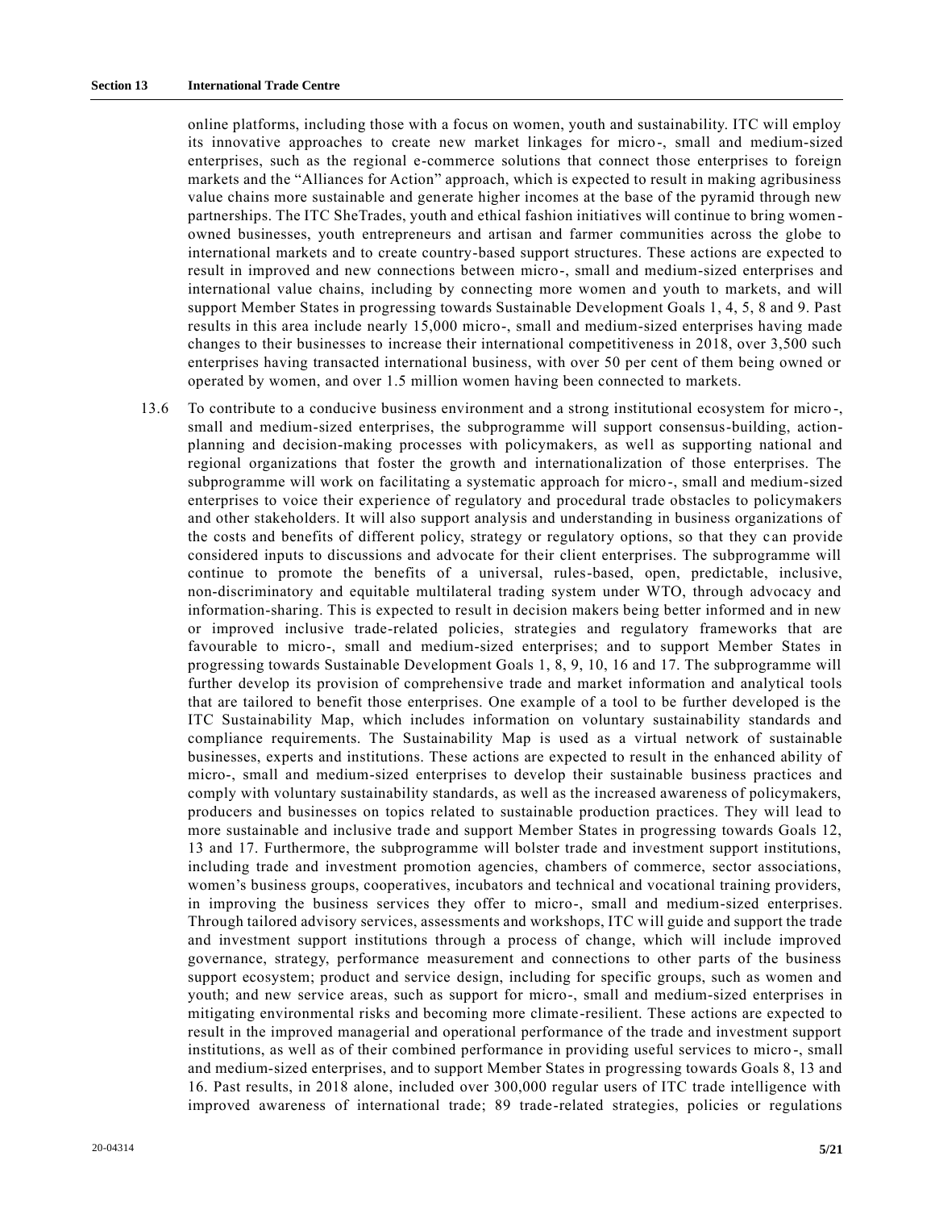online platforms, including those with a focus on women, youth and sustainability. ITC will employ its innovative approaches to create new market linkages for micro-, small and medium-sized enterprises, such as the regional e-commerce solutions that connect those enterprises to foreign markets and the "Alliances for Action" approach, which is expected to result in making agribusiness value chains more sustainable and generate higher incomes at the base of the pyramid through new partnerships. The ITC SheTrades, youth and ethical fashion initiatives will continue to bring women-owned businesses, youth entrepreneurs and artisan and farmer communities across the globe to international markets and to create country-based support structures. These actions are expected to result in improved and new connections between micro-, small and medium-sized enterprises and international value chains, including by connecting more women and youth to markets, and will support Member States in progressing towards Sustainable Development Goals 1, 4, 5, 8 and 9. Past results in this area include nearly 15,000 micro-, small and medium-sized enterprises having made changes to their businesses to increase their international competitiveness in 2018, over 3,500 such enterprises having transacted international business, with over 50 per cent of them being owned or operated by women, and over 1.5 million women having been connected to markets.

13.6 To contribute to a conducive business environment and a strong institutional ecosystem for micro-, small and medium-sized enterprises, the subprogramme will support consensus-building, action-planning and decision-making processes with policymakers, as well as supporting national and regional organizations that foster the growth and internationalization of those enterprises. The subprogramme will work on facilitating a systematic approach for micro-, small and medium-sized enterprises to voice their experience of regulatory and procedural trade obstacles to policymakers and other stakeholders. It will also support analysis and understanding in business organizations of the costs and benefits of different policy, strategy or regulatory options, so that they can provide considered inputs to discussions and advocate for their client enterprises. The subprogramme will continue to promote the benefits of a universal, rules-based, open, predictable, inclusive, non-discriminatory and equitable multilateral trading system under WTO, through advocacy and information-sharing. This is expected to result in decision makers being better informed and in new or improved inclusive trade-related policies, strategies and regulatory frameworks that are favourable to micro-, small and medium-sized enterprises; and to support Member States in progressing towards Sustainable Development Goals 1, 8, 9, 10, 16 and 17. The subprogramme will further develop its provision of comprehensive trade and market information and analytical tools that are tailored to benefit those enterprises. One example of a tool to be further developed is the ITC Sustainability Map, which includes information on voluntary sustainability standards and compliance requirements. The Sustainability Map is used as a virtual network of sustainable businesses, experts and institutions. These actions are expected to result in the enhanced ability of micro-, small and medium-sized enterprises to develop their sustainable business practices and comply with voluntary sustainability standards, as well as the increased awareness of policymakers, producers and businesses on topics related to sustainable production practices. They will lead to more sustainable and inclusive trade and support Member States in progressing towards Goals 12, 13 and 17. Furthermore, the subprogramme will bolster trade and investment support institutions, including trade and investment promotion agencies, chambers of commerce, sector associations, women's business groups, cooperatives, incubators and technical and vocational training providers, in improving the business services they offer to micro-, small and medium-sized enterprises. Through tailored advisory services, assessments and workshops, ITC will guide and support the trade and investment support institutions through a process of change, which will include improved governance, strategy, performance measurement and connections to other parts of the business support ecosystem; product and service design, including for specific groups, such as women and youth; and new service areas, such as support for micro-, small and medium-sized enterprises in mitigating environmental risks and becoming more climate-resilient. These actions are expected to result in the improved managerial and operational performance of the trade and investment support institutions, as well as of their combined performance in providing useful services to micro-, small and medium-sized enterprises, and to support Member States in progressing towards Goals 8, 13 and 16. Past results, in 2018 alone, included over 300,000 regular users of ITC trade intelligence with improved awareness of international trade; 89 trade-related strategies, policies or regulations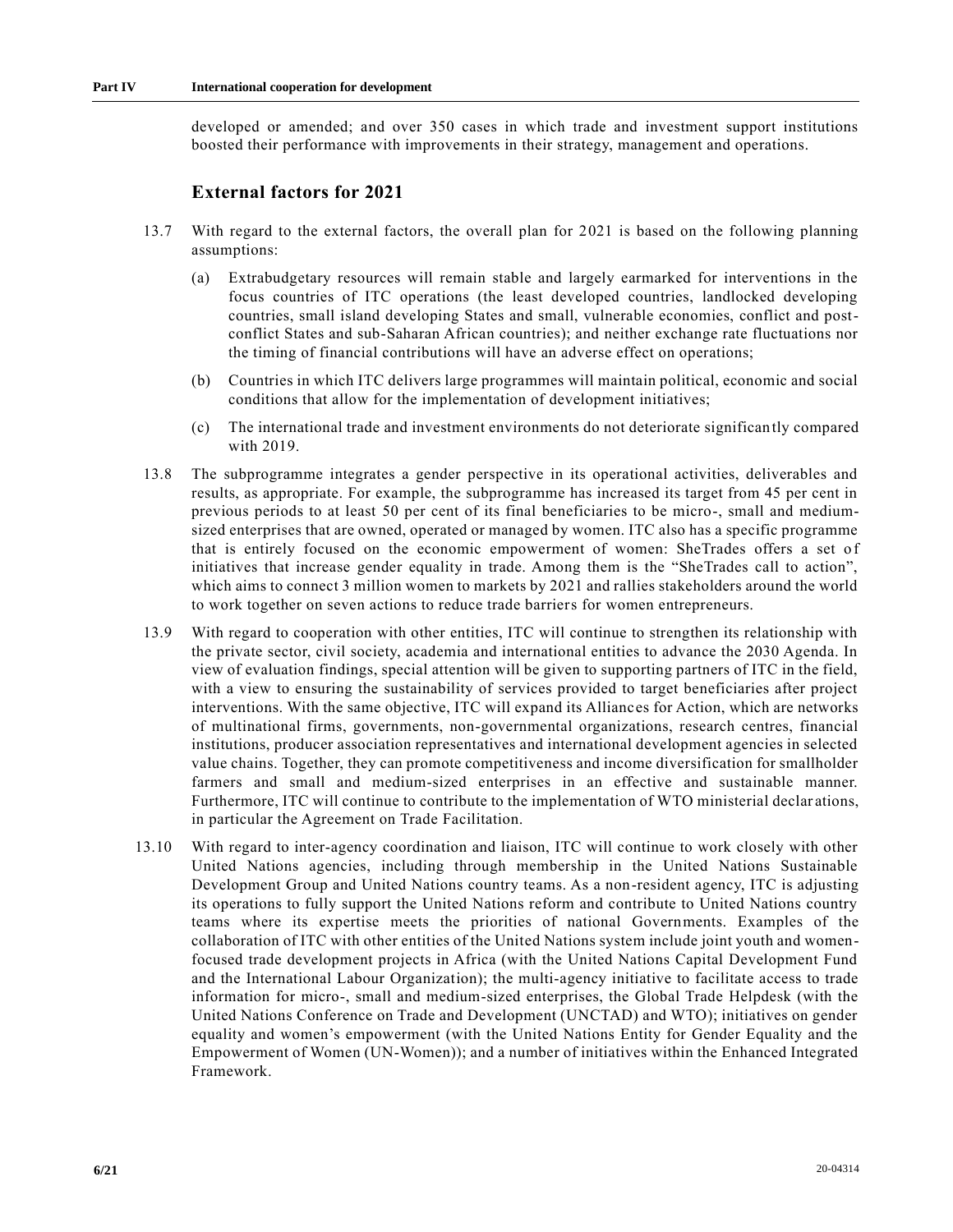developed or amended; and over 350 cases in which trade and investment support institutions boosted their performance with improvements in their strategy, management and operations.

## External factors for 2021

13.7 With regard to the external factors, the overall plan for 2021 is based on the following planning assumptions:

(a) Extrabudgetary resources will remain stable and largely earmarked for interventions in the focus countries of ITC operations (the least developed countries, landlocked developing countries, small island developing States and small, vulnerable economies, conflict and post-conflict States and sub-Saharan African countries); and neither exchange rate fluctuations nor the timing of financial contributions will have an adverse effect on operations;

(b) Countries in which ITC delivers large programmes will maintain political, economic and social conditions that allow for the implementation of development initiatives;

(c) The international trade and investment environments do not deteriorate significantly compared with 2019.

13.8 The subprogramme integrates a gender perspective in its operational activities, deliverables and results, as appropriate. For example, the subprogramme has increased its target from 45 per cent in previous periods to at least 50 per cent of its final beneficiaries to be micro-, small and medium-sized enterprises that are owned, operated or managed by women. ITC also has a specific programme that is entirely focused on the economic empowerment of women: SheTrades offers a set of initiatives that increase gender equality in trade. Among them is the "SheTrades call to action", which aims to connect 3 million women to markets by 2021 and rallies stakeholders around the world to work together on seven actions to reduce trade barriers for women entrepreneurs.

13.9 With regard to cooperation with other entities, ITC will continue to strengthen its relationship with the private sector, civil society, academia and international entities to advance the 2030 Agenda. In view of evaluation findings, special attention will be given to supporting partners of ITC in the field, with a view to ensuring the sustainability of services provided to target beneficiaries after project interventions. With the same objective, ITC will expand its Alliances for Action, which are networks of multinational firms, governments, non-governmental organizations, research centres, financial institutions, producer association representatives and international development agencies in selected value chains. Together, they can promote competitiveness and income diversification for smallholder farmers and small and medium-sized enterprises in an effective and sustainable manner. Furthermore, ITC will continue to contribute to the implementation of WTO ministerial declarations, in particular the Agreement on Trade Facilitation.

13.10 With regard to inter-agency coordination and liaison, ITC will continue to work closely with other United Nations agencies, including through membership in the United Nations Sustainable Development Group and United Nations country teams. As a non-resident agency, ITC is adjusting its operations to fully support the United Nations reform and contribute to United Nations country teams where its expertise meets the priorities of national Governments. Examples of the collaboration of ITC with other entities of the United Nations system include joint youth and women-focused trade development projects in Africa (with the United Nations Capital Development Fund and the International Labour Organization); the multi-agency initiative to facilitate access to trade information for micro-, small and medium-sized enterprises, the Global Trade Helpdesk (with the United Nations Conference on Trade and Development (UNCTAD) and WTO); initiatives on gender equality and women's empowerment (with the United Nations Entity for Gender Equality and the Empowerment of Women (UN-Women)); and a number of initiatives within the Enhanced Integrated Framework.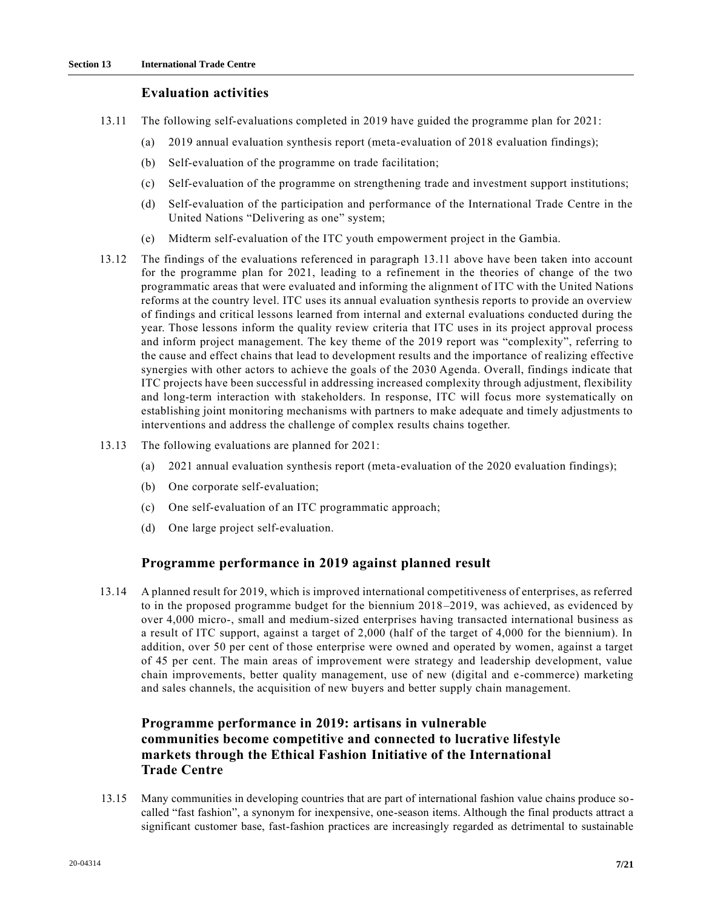## Evaluation activities

13.11 The following self-evaluations completed in 2019 have guided the programme plan for 2021:

(a) 2019 annual evaluation synthesis report (meta-evaluation of 2018 evaluation findings);

(b) Self-evaluation of the programme on trade facilitation;

(c) Self-evaluation of the programme on strengthening trade and investment support institutions;

(d) Self-evaluation of the participation and performance of the International Trade Centre in the United Nations "Delivering as one" system;

(e) Midterm self-evaluation of the ITC youth empowerment project in the Gambia.

13.12 The findings of the evaluations referenced in paragraph 13.11 above have been taken into account for the programme plan for 2021, leading to a refinement in the theories of change of the two programmatic areas that were evaluated and informing the alignment of ITC with the United Nations reforms at the country level. ITC uses its annual evaluation synthesis reports to provide an overview of findings and critical lessons learned from internal and external evaluations conducted during the year. Those lessons inform the quality review criteria that ITC uses in its project approval process and inform project management. The key theme of the 2019 report was "complexity", referring to the cause and effect chains that lead to development results and the importance of realizing effective synergies with other actors to achieve the goals of the 2030 Agenda. Overall, findings indicate that ITC projects have been successful in addressing increased complexity through adjustment, flexibility and long-term interaction with stakeholders. In response, ITC will focus more systematically on establishing joint monitoring mechanisms with partners to make adequate and timely adjustments to interventions and address the challenge of complex results chains together.

13.13 The following evaluations are planned for 2021:

(a) 2021 annual evaluation synthesis report (meta-evaluation of the 2020 evaluation findings);

(b) One corporate self-evaluation;

(c) One self-evaluation of an ITC programmatic approach;

(d) One large project self-evaluation.

## Programme performance in 2019 against planned result

13.14 A planned result for 2019, which is improved international competitiveness of enterprises, as referred to in the proposed programme budget for the biennium 2018–2019, was achieved, as evidenced by over 4,000 micro-, small and medium-sized enterprises having transacted international business as a result of ITC support, against a target of 2,000 (half of the target of 4,000 for the biennium). In addition, over 50 per cent of those enterprise were owned and operated by women, against a target of 45 per cent. The main areas of improvement were strategy and leadership development, value chain improvements, better quality management, use of new (digital and e-commerce) marketing and sales channels, the acquisition of new buyers and better supply chain management.

## Programme performance in 2019: artisans in vulnerable communities become competitive and connected to lucrative lifestyle markets through the Ethical Fashion Initiative of the International Trade Centre

13.15 Many communities in developing countries that are part of international fashion value chains produce so-called "fast fashion", a synonym for inexpensive, one-season items. Although the final products attract a significant customer base, fast-fashion practices are increasingly regarded as detrimental to sustainable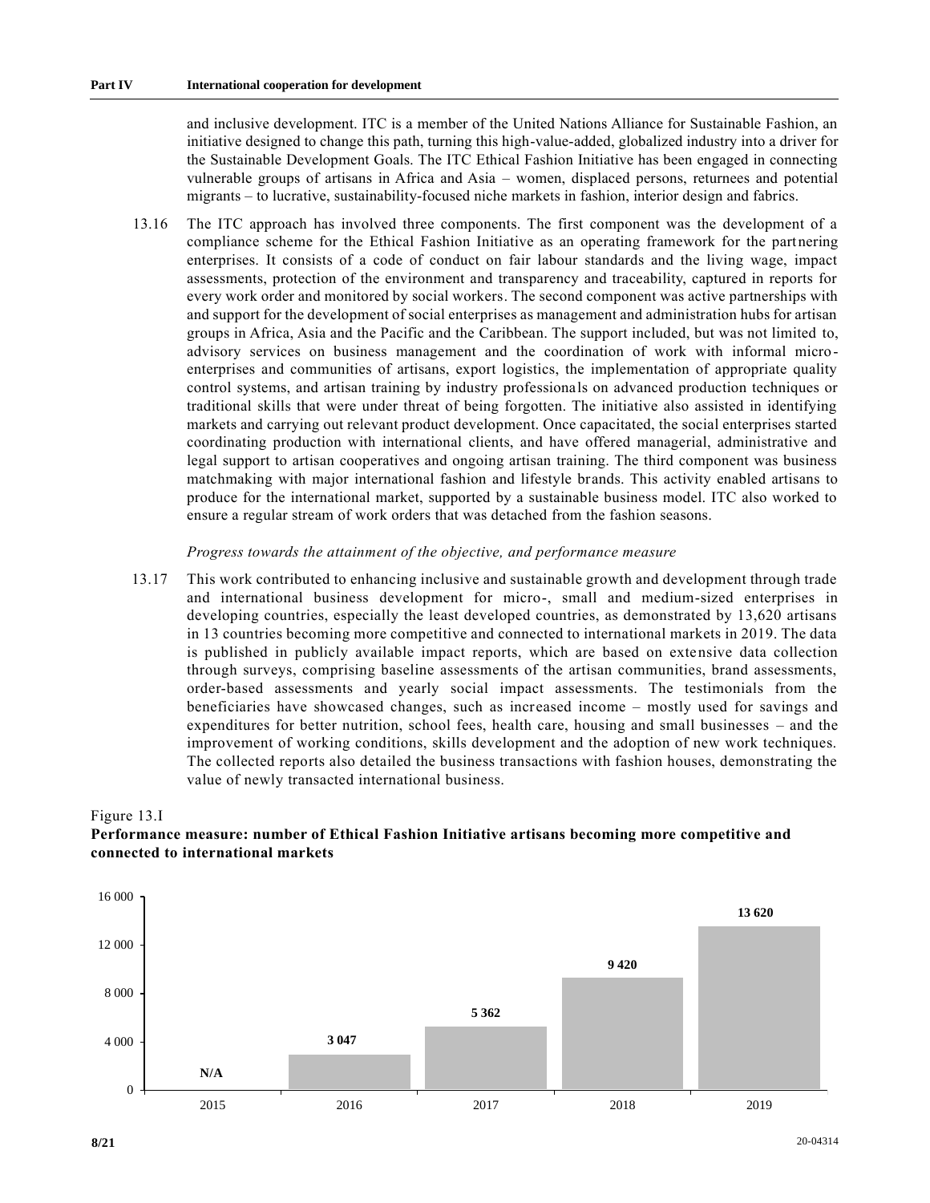and inclusive development. ITC is a member of the United Nations Alliance for Sustainable Fashion, an initiative designed to change this path, turning this high-value-added, globalized industry into a driver for the Sustainable Development Goals. The ITC Ethical Fashion Initiative has been engaged in connecting vulnerable groups of artisans in Africa and Asia – women, displaced persons, returnees and potential migrants – to lucrative, sustainability-focused niche markets in fashion, interior design and fabrics.

13.16 The ITC approach has involved three components. The first component was the development of a compliance scheme for the Ethical Fashion Initiative as an operating framework for the partnering enterprises. It consists of a code of conduct on fair labour standards and the living wage, impact assessments, protection of the environment and transparency and traceability, captured in reports for every work order and monitored by social workers. The second component was active partnerships with and support for the development of social enterprises as management and administration hubs for artisan groups in Africa, Asia and the Pacific and the Caribbean. The support included, but was not limited to, advisory services on business management and the coordination of work with informal micro-enterprises and communities of artisans, export logistics, the implementation of appropriate quality control systems, and artisan training by industry professionals on advanced production techniques or traditional skills that were under threat of being forgotten. The initiative also assisted in identifying markets and carrying out relevant product development. Once capacitated, the social enterprises started coordinating production with international clients, and have offered managerial, administrative and legal support to artisan cooperatives and ongoing artisan training. The third component was business matchmaking with major international fashion and lifestyle brands. This activity enabled artisans to produce for the international market, supported by a sustainable business model. ITC also worked to ensure a regular stream of work orders that was detached from the fashion seasons.

*Progress towards the attainment of the objective, and performance measure*

13.17 This work contributed to enhancing inclusive and sustainable growth and development through trade and international business development for micro-, small and medium-sized enterprises in developing countries, especially the least developed countries, as demonstrated by 13,620 artisans in 13 countries becoming more competitive and connected to international markets in 2019. The data is published in publicly available impact reports, which are based on extensive data collection through surveys, comprising baseline assessments of the artisan communities, brand assessments, order-based assessments and yearly social impact assessments. The testimonials from the beneficiaries have showcased changes, such as increased income – mostly used for savings and expenditures for better nutrition, school fees, health care, housing and small businesses – and the improvement of working conditions, skills development and the adoption of new work techniques. The collected reports also detailed the business transactions with fashion houses, demonstrating the value of newly transacted international business.

Figure 13.I
**Performance measure: number of Ethical Fashion Initiative artisans becoming more competitive and connected to international markets**

16 000
12 000
8 000
4 000
0

N/A
3 047
5 362
9 420
13 620

2015
2016
2017
2018
2019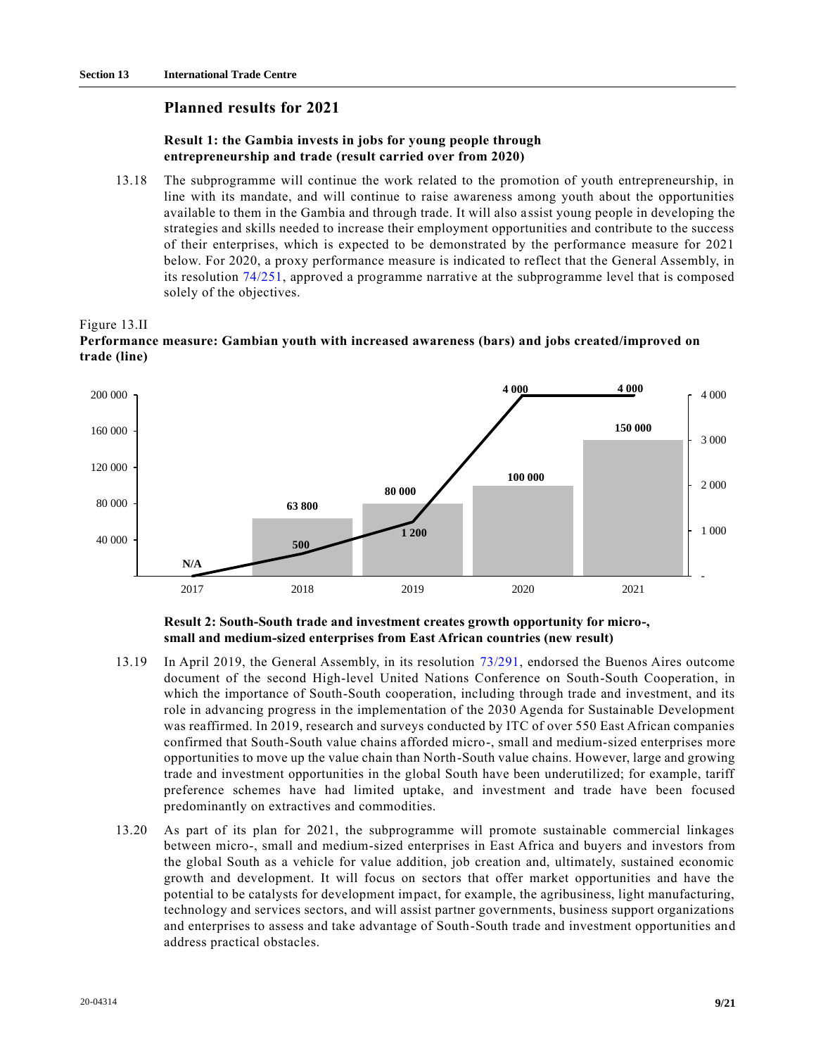## Planned results for 2021

### Result 1: the Gambia invests in jobs for young people through entrepreneurship and trade (result carried over from 2020)

13.18 The subprogramme will continue the work related to the promotion of youth entrepreneurship, in line with its mandate, and will continue to raise awareness among youth about the opportunities available to them in the Gambia and through trade. It will also assist young people in developing the strategies and skills needed to increase their employment opportunities and contribute to the success of their enterprises, which is expected to be demonstrated by the performance measure for 2021 below. For 2020, a proxy performance measure is indicated to reflect that the General Assembly, in its resolution 74/251, approved a programme narrative at the subprogramme level that is composed solely of the objectives.

Figure 13.II
**Performance measure: Gambian youth with increased awareness (bars) and jobs created/improved on trade (line)**

200 000
160 000
120 000
80 000
40 000

4 000
3 000
2 000
1 000
-

2017: N/A
2018: 63 800; 500
2019: 80 000; 1 200
2020: 100 000; 4 000
2021: 150 000; 4 000

### Result 2: South-South trade and investment creates growth opportunity for micro-, small and medium-sized enterprises from East African countries (new result)

13.19 In April 2019, the General Assembly, in its resolution 73/291, endorsed the Buenos Aires outcome document of the second High-level United Nations Conference on South-South Cooperation, in which the importance of South-South cooperation, including through trade and investment, and its role in advancing progress in the implementation of the 2030 Agenda for Sustainable Development was reaffirmed. In 2019, research and surveys conducted by ITC of over 550 East African companies confirmed that South-South value chains afforded micro-, small and medium-sized enterprises more opportunities to move up the value chain than North-South value chains. However, large and growing trade and investment opportunities in the global South have been underutilized; for example, tariff preference schemes have had limited uptake, and investment and trade have been focused predominantly on extractives and commodities.

13.20 As part of its plan for 2021, the subprogramme will promote sustainable commercial linkages between micro-, small and medium-sized enterprises in East Africa and buyers and investors from the global South as a vehicle for value addition, job creation and, ultimately, sustained economic growth and development. It will focus on sectors that offer market opportunities and have the potential to be catalysts for development impact, for example, the agribusiness, light manufacturing, technology and services sectors, and will assist partner governments, business support organizations and enterprises to assess and take advantage of South-South trade and investment opportunities and address practical obstacles.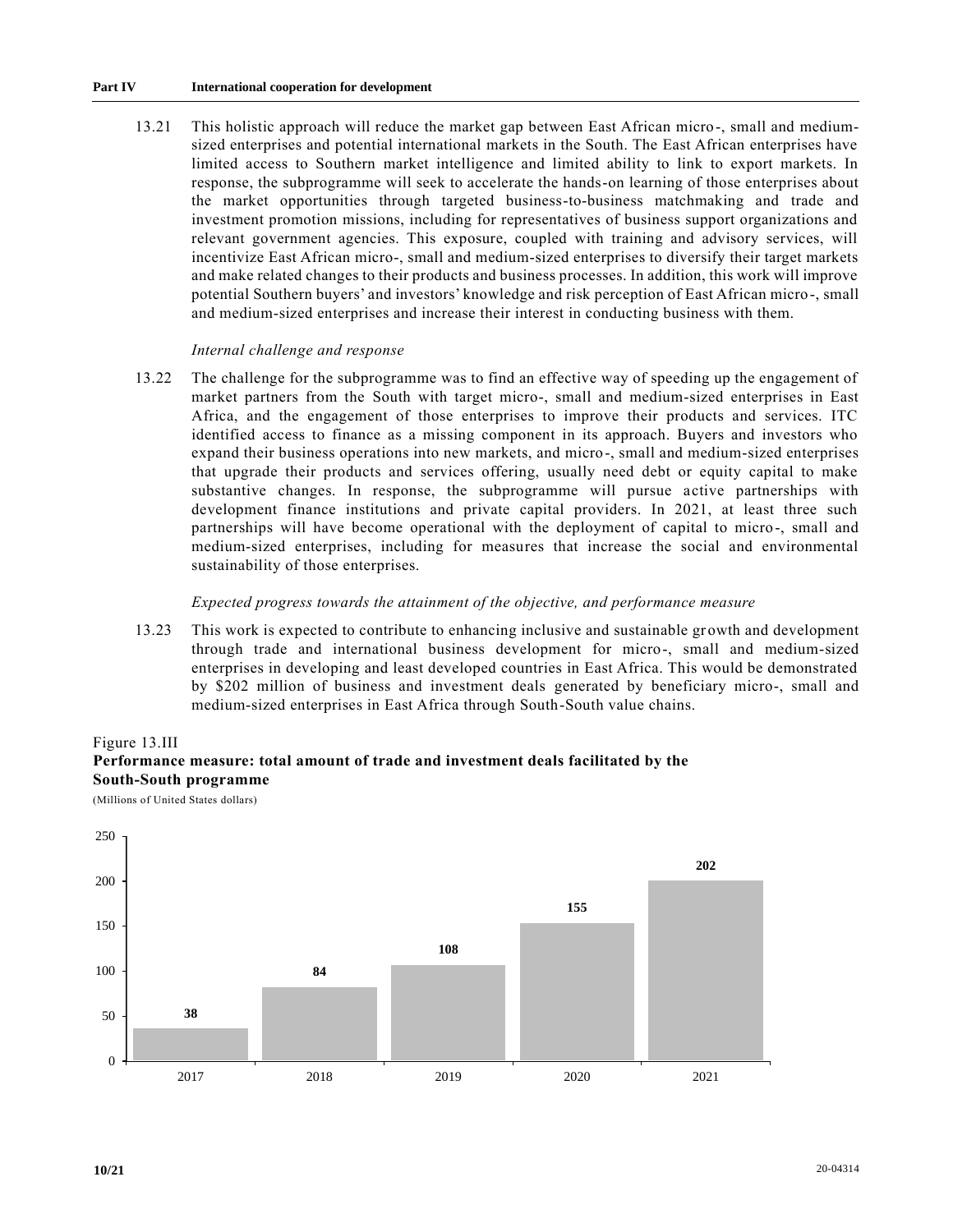13.21 This holistic approach will reduce the market gap between East African micro-, small and medium-sized enterprises and potential international markets in the South. The East African enterprises have limited access to Southern market intelligence and limited ability to link to export markets. In response, the subprogramme will seek to accelerate the hands-on learning of those enterprises about the market opportunities through targeted business-to-business matchmaking and trade and investment promotion missions, including for representatives of business support organizations and relevant government agencies. This exposure, coupled with training and advisory services, will incentivize East African micro-, small and medium-sized enterprises to diversify their target markets and make related changes to their products and business processes. In addition, this work will improve potential Southern buyers' and investors' knowledge and risk perception of East African micro-, small and medium-sized enterprises and increase their interest in conducting business with them.

*Internal challenge and response*

13.22 The challenge for the subprogramme was to find an effective way of speeding up the engagement of market partners from the South with target micro-, small and medium-sized enterprises in East Africa, and the engagement of those enterprises to improve their products and services. ITC identified access to finance as a missing component in its approach. Buyers and investors who expand their business operations into new markets, and micro-, small and medium-sized enterprises that upgrade their products and services offering, usually need debt or equity capital to make substantive changes. In response, the subprogramme will pursue active partnerships with development finance institutions and private capital providers. In 2021, at least three such partnerships will have become operational with the deployment of capital to micro-, small and medium-sized enterprises, including for measures that increase the social and environmental sustainability of those enterprises.

*Expected progress towards the attainment of the objective, and performance measure*

13.23 This work is expected to contribute to enhancing inclusive and sustainable growth and development through trade and international business development for micro-, small and medium-sized enterprises in developing and least developed countries in East Africa. This would be demonstrated by $202 million of business and investment deals generated by beneficiary micro-, small and medium-sized enterprises in East Africa through South-South value chains.

Figure 13.III
**Performance measure: total amount of trade and investment deals facilitated by the South-South programme**
(Millions of United States dollars)

250
200
150
100
50
0

38
84
108
155
202

2017
2018
2019
2020
2021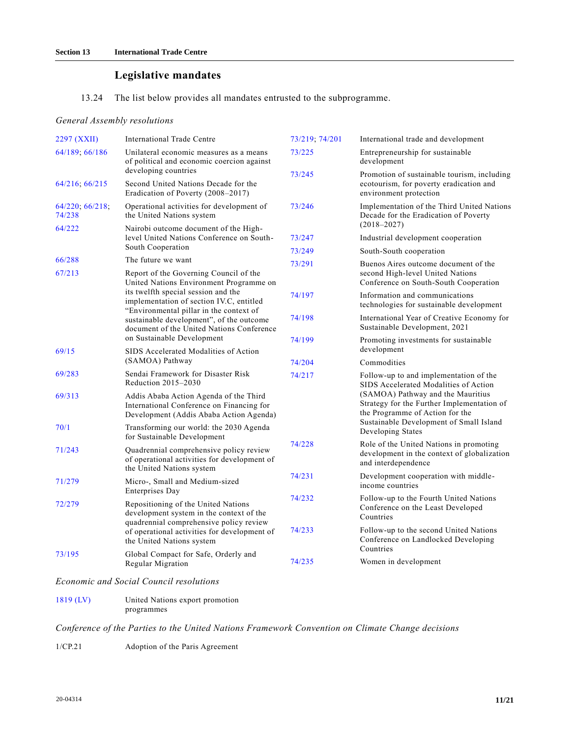## Legislative mandates

13.24 The list below provides all mandates entrusted to the subprogramme.

*General Assembly resolutions*

| | |
|---|---|
| 2297 (XXII) | International Trade Centre |
| 64/189; 66/186 | Unilateral economic measures as a means of political and economic coercion against developing countries |
| 64/216; 66/215 | Second United Nations Decade for the Eradication of Poverty (2008–2017) |
| 64/220; 66/218; 74/238 | Operational activities for development of the United Nations system |
| 64/222 | Nairobi outcome document of the High-level United Nations Conference on South-South Cooperation |
| 66/288 | The future we want |
| 67/213 | Report of the Governing Council of the United Nations Environment Programme on its twelfth special session and the implementation of section IV.C, entitled "Environmental pillar in the context of sustainable development", of the outcome document of the United Nations Conference on Sustainable Development |
| 69/15 | SIDS Accelerated Modalities of Action (SAMOA) Pathway |
| 69/283 | Sendai Framework for Disaster Risk Reduction 2015–2030 |
| 69/313 | Addis Ababa Action Agenda of the Third International Conference on Financing for Development (Addis Ababa Action Agenda) |
| 70/1 | Transforming our world: the 2030 Agenda for Sustainable Development |
| 71/243 | Quadrennial comprehensive policy review of operational activities for development of the United Nations system |
| 71/279 | Micro-, Small and Medium-sized Enterprises Day |
| 72/279 | Repositioning of the United Nations development system in the context of the quadrennial comprehensive policy review of operational activities for development of the United Nations system |
| 73/195 | Global Compact for Safe, Orderly and Regular Migration |
| 73/219; 74/201 | International trade and development |
| 73/225 | Entrepreneurship for sustainable development |
| 73/245 | Promotion of sustainable tourism, including ecotourism, for poverty eradication and environment protection |
| 73/246 | Implementation of the Third United Nations Decade for the Eradication of Poverty (2018–2027) |
| 73/247 | Industrial development cooperation |
| 73/249 | South-South cooperation |
| 73/291 | Buenos Aires outcome document of the second High-level United Nations Conference on South-South Cooperation |
| 74/197 | Information and communications technologies for sustainable development |
| 74/198 | International Year of Creative Economy for Sustainable Development, 2021 |
| 74/199 | Promoting investments for sustainable development |
| 74/204 | Commodities |
| 74/217 | Follow-up to and implementation of the SIDS Accelerated Modalities of Action (SAMOA) Pathway and the Mauritius Strategy for the Further Implementation of the Programme of Action for the Sustainable Development of Small Island Developing States |
| 74/228 | Role of the United Nations in promoting development in the context of globalization and interdependence |
| 74/231 | Development cooperation with middle-income countries |
| 74/232 | Follow-up to the Fourth United Nations Conference on the Least Developed Countries |
| 74/233 | Follow-up to the second United Nations Conference on Landlocked Developing Countries |
| 74/235 | Women in development |

*Economic and Social Council resolutions*

| | |
|---|---|
| 1819 (LV) | United Nations export promotion programmes |

*Conference of the Parties to the United Nations Framework Convention on Climate Change decisions*

| | |
|---|---|
| 1/CP.21 | Adoption of the Paris Agreement |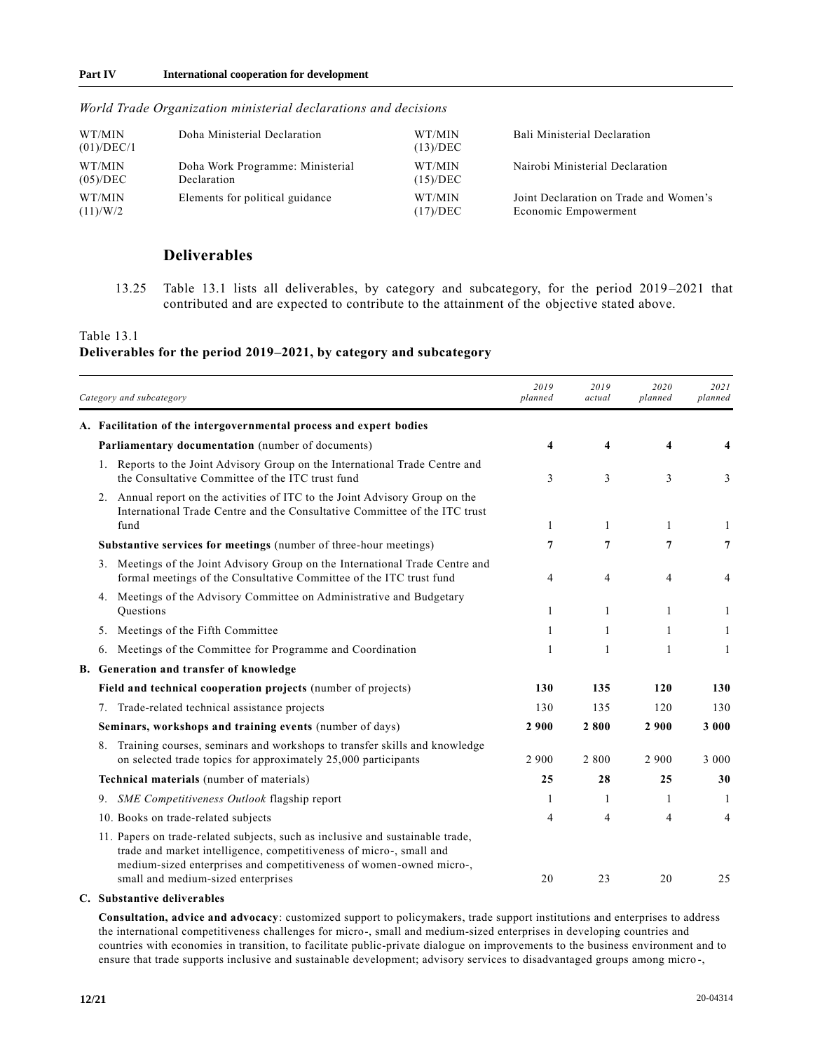*World Trade Organization ministerial declarations and decisions*

| | | | |
|---|---|---|---|
| WT/MIN (01)/DEC/1 | Doha Ministerial Declaration | WT/MIN (13)/DEC | Bali Ministerial Declaration |
| WT/MIN (05)/DEC | Doha Work Programme: Ministerial Declaration | WT/MIN (15)/DEC | Nairobi Ministerial Declaration |
| WT/MIN (11)/W/2 | Elements for political guidance | WT/MIN (17)/DEC | Joint Declaration on Trade and Women's Economic Empowerment |

## Deliverables

13.25 Table 13.1 lists all deliverables, by category and subcategory, for the period 2019–2021 that contributed and are expected to contribute to the attainment of the objective stated above.

Table 13.1
**Deliverables for the period 2019–2021, by category and subcategory**

| *Category and subcategory* | *2019 planned* | *2019 actual* | *2020 planned* | *2021 planned* |
|---|---|---|---|---|
| **A. Facilitation of the intergovernmental process and expert bodies** | | | | |
| **Parliamentary documentation** (number of documents) | **4** | **4** | **4** | **4** |
| 1. Reports to the Joint Advisory Group on the International Trade Centre and the Consultative Committee of the ITC trust fund | 3 | 3 | 3 | 3 |
| 2. Annual report on the activities of ITC to the Joint Advisory Group on the International Trade Centre and the Consultative Committee of the ITC trust fund | 1 | 1 | 1 | 1 |
| **Substantive services for meetings** (number of three-hour meetings) | **7** | **7** | **7** | **7** |
| 3. Meetings of the Joint Advisory Group on the International Trade Centre and formal meetings of the Consultative Committee of the ITC trust fund | 4 | 4 | 4 | 4 |
| 4. Meetings of the Advisory Committee on Administrative and Budgetary Questions | 1 | 1 | 1 | 1 |
| 5. Meetings of the Fifth Committee | 1 | 1 | 1 | 1 |
| 6. Meetings of the Committee for Programme and Coordination | 1 | 1 | 1 | 1 |
| **B. Generation and transfer of knowledge** | | | | |
| **Field and technical cooperation projects** (number of projects) | **130** | **135** | **120** | **130** |
| 7. Trade-related technical assistance projects | 130 | 135 | 120 | 130 |
| **Seminars, workshops and training events** (number of days) | **2 900** | **2 800** | **2 900** | **3 000** |
| 8. Training courses, seminars and workshops to transfer skills and knowledge on selected trade topics for approximately 25,000 participants | 2 900 | 2 800 | 2 900 | 3 000 |
| **Technical materials** (number of materials) | **25** | **28** | **25** | **30** |
| 9. *SME Competitiveness Outlook* flagship report | 1 | 1 | 1 | 1 |
| 10. Books on trade-related subjects | 4 | 4 | 4 | 4 |
| 11. Papers on trade-related subjects, such as inclusive and sustainable trade, trade and market intelligence, competitiveness of micro-, small and medium-sized enterprises and competitiveness of women-owned micro-, small and medium-sized enterprises | 20 | 23 | 20 | 25 |

**C. Substantive deliverables**

**Consultation, advice and advocacy**: customized support to policymakers, trade support institutions and enterprises to address the international competitiveness challenges for micro-, small and medium-sized enterprises in developing countries and countries with economies in transition, to facilitate public-private dialogue on improvements to the business environment and to ensure that trade supports inclusive and sustainable development; advisory services to disadvantaged groups among micro-,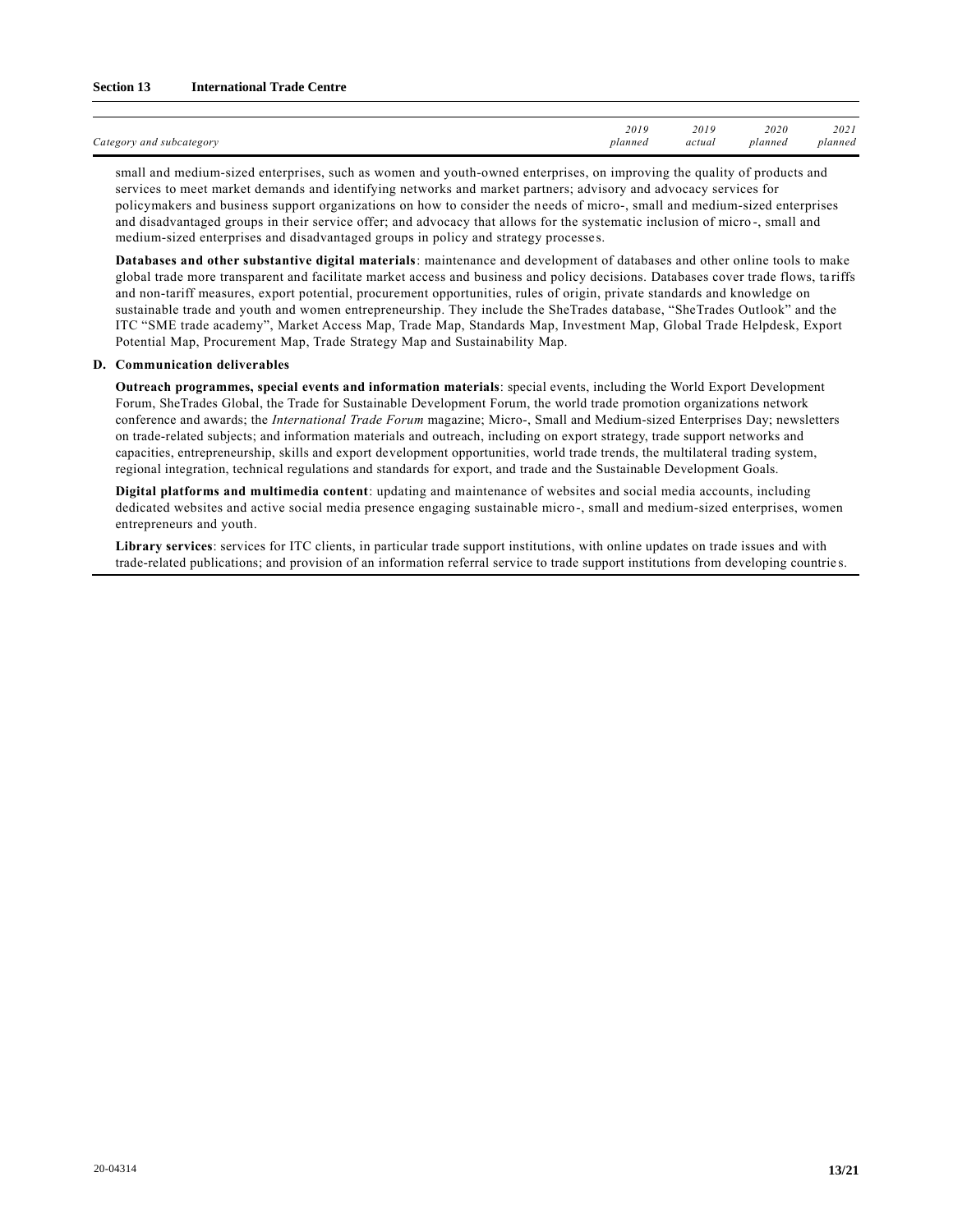| Category and subcategory | 2019 planned | 2019 actual | 2020 planned | 2021 planned |
|---|---|---|---|---|

small and medium-sized enterprises, such as women and youth-owned enterprises, on improving the quality of products and services to meet market demands and identifying networks and market partners; advisory and advocacy services for policymakers and business support organizations on how to consider the needs of micro-, small and medium-sized enterprises and disadvantaged groups in their service offer; and advocacy that allows for the systematic inclusion of micro-, small and medium-sized enterprises and disadvantaged groups in policy and strategy processes.

**Databases and other substantive digital materials**: maintenance and development of databases and other online tools to make global trade more transparent and facilitate market access and business and policy decisions. Databases cover trade flows, tariffs and non-tariff measures, export potential, procurement opportunities, rules of origin, private standards and knowledge on sustainable trade and youth and women entrepreneurship. They include the SheTrades database, "SheTrades Outlook" and the ITC "SME trade academy", Market Access Map, Trade Map, Standards Map, Investment Map, Global Trade Helpdesk, Export Potential Map, Procurement Map, Trade Strategy Map and Sustainability Map.

**D. Communication deliverables**

**Outreach programmes, special events and information materials**: special events, including the World Export Development Forum, SheTrades Global, the Trade for Sustainable Development Forum, the world trade promotion organizations network conference and awards; the *International Trade Forum* magazine; Micro-, Small and Medium-sized Enterprises Day; newsletters on trade-related subjects; and information materials and outreach, including on export strategy, trade support networks and capacities, entrepreneurship, skills and export development opportunities, world trade trends, the multilateral trading system, regional integration, technical regulations and standards for export, and trade and the Sustainable Development Goals.

**Digital platforms and multimedia content**: updating and maintenance of websites and social media accounts, including dedicated websites and active social media presence engaging sustainable micro-, small and medium-sized enterprises, women entrepreneurs and youth.

**Library services**: services for ITC clients, in particular trade support institutions, with online updates on trade issues and with trade-related publications; and provision of an information referral service to trade support institutions from developing countries.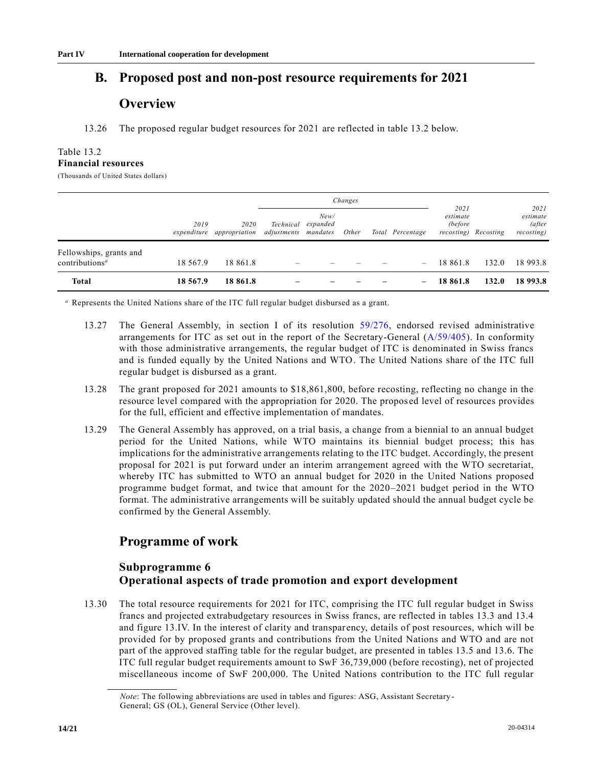## B. Proposed post and non-post resource requirements for 2021

## Overview

13.26 The proposed regular budget resources for 2021 are reflected in table 13.2 below.

Table 13.2
**Financial resources**
(Thousands of United States dollars)

| | 2019 expenditure | 2020 appropriation | Changes: Technical adjustments | Changes: New/ expanded mandates | Changes: Other | Changes: Total | Changes: Percentage | 2021 estimate (before recosting) | Recosting | 2021 estimate (after recosting) |
|---|---|---|---|---|---|---|---|---|---|---|
| Fellowships, grants and contributions[a] | 18 567.9 | 18 861.8 | – | – | – | – | – | 18 861.8 | 132.0 | 18 993.8 |
| **Total** | **18 567.9** | **18 861.8** | **–** | **–** | **–** | **–** | **–** | **18 861.8** | **132.0** | **18 993.8** |

[a] Represents the United Nations share of the ITC full regular budget disbursed as a grant.

13.27 The General Assembly, in section I of its resolution 59/276, endorsed revised administrative arrangements for ITC as set out in the report of the Secretary-General (A/59/405). In conformity with those administrative arrangements, the regular budget of ITC is denominated in Swiss francs and is funded equally by the United Nations and WTO. The United Nations share of the ITC full regular budget is disbursed as a grant.

13.28 The grant proposed for 2021 amounts to $18,861,800, before recosting, reflecting no change in the resource level compared with the appropriation for 2020. The proposed level of resources provides for the full, efficient and effective implementation of mandates.

13.29 The General Assembly has approved, on a trial basis, a change from a biennial to an annual budget period for the United Nations, while WTO maintains its biennial budget process; this has implications for the administrative arrangements relating to the ITC budget. Accordingly, the present proposal for 2021 is put forward under an interim arrangement agreed with the WTO secretariat, whereby ITC has submitted to WTO an annual budget for 2020 in the United Nations proposed programme budget format, and twice that amount for the 2020–2021 budget period in the WTO format. The administrative arrangements will be suitably updated should the annual budget cycle be confirmed by the General Assembly.

## Programme of work

### Subprogramme 6
### Operational aspects of trade promotion and export development

13.30 The total resource requirements for 2021 for ITC, comprising the ITC full regular budget in Swiss francs and projected extrabudgetary resources in Swiss francs, are reflected in tables 13.3 and 13.4 and figure 13.IV. In the interest of clarity and transparency, details of post resources, which will be provided for by proposed grants and contributions from the United Nations and WTO and are not part of the approved staffing table for the regular budget, are presented in tables 13.5 and 13.6. The ITC full regular budget requirements amount to SwF 36,739,000 (before recosting), net of projected miscellaneous income of SwF 200,000. The United Nations contribution to the ITC full regular

*Note*: The following abbreviations are used in tables and figures: ASG, Assistant Secretary-General; GS (OL), General Service (Other level).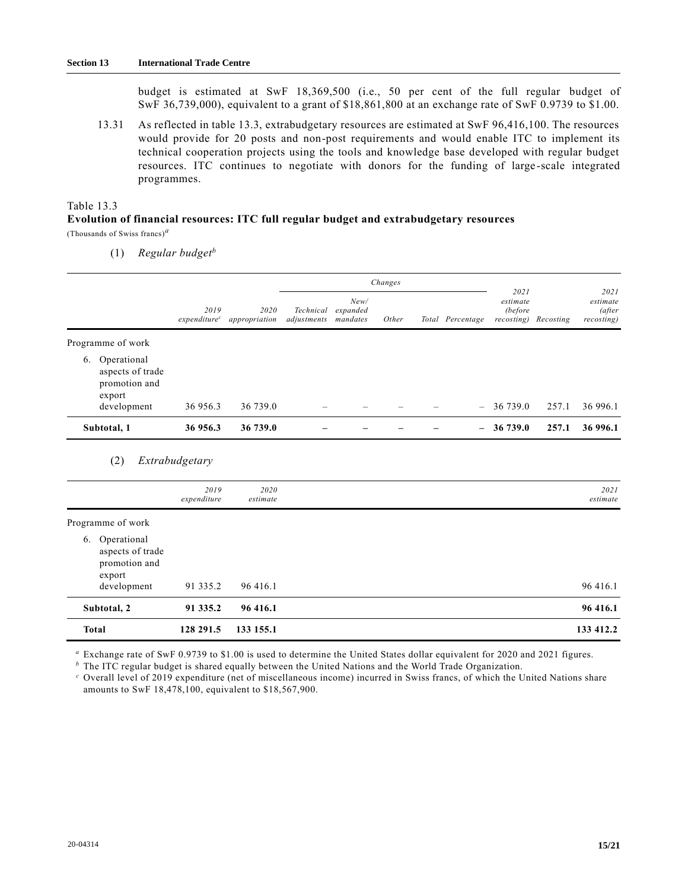budget is estimated at SwF 18,369,500 (i.e., 50 per cent of the full regular budget of SwF 36,739,000), equivalent to a grant of $18,861,800 at an exchange rate of SwF 0.9739 to $1.00.

13.31 As reflected in table 13.3, extrabudgetary resources are estimated at SwF 96,416,100. The resources would provide for 20 posts and non-post requirements and would enable ITC to implement its technical cooperation projects using the tools and knowledge base developed with regular budget resources. ITC continues to negotiate with donors for the funding of large-scale integrated programmes.

Table 13.3
**Evolution of financial resources: ITC full regular budget and extrabudgetary resources**
(Thousands of Swiss francs)[a]

(1) *Regular budget*[b]

| | 2019 expenditure[c] | 2020 appropriation | Changes | | | | | 2021 estimate (before recosting) | Recosting | 2021 estimate (after recosting) |
|---|---|---|---|---|---|---|---|---|---|---|
| | | | Technical adjustments | New/ expanded mandates | Other | Total | Percentage | | | |
| Programme of work | | | | | | | | | | |
| 6. Operational aspects of trade promotion and export development | 36 956.3 | 36 739.0 | – | – | – | – | – | 36 739.0 | 257.1 | 36 996.1 |
| **Subtotal, 1** | **36 956.3** | **36 739.0** | **–** | **–** | **–** | **–** | **–** | **36 739.0** | **257.1** | **36 996.1** |

(2) *Extrabudgetary*

| | 2019 expenditure | 2020 estimate | 2021 estimate |
|---|---|---|---|
| Programme of work | | | |
| 6. Operational aspects of trade promotion and export development | 91 335.2 | 96 416.1 | 96 416.1 |
| **Subtotal, 2** | **91 335.2** | **96 416.1** | **96 416.1** |
| **Total** | **128 291.5** | **133 155.1** | **133 412.2** |

[a] Exchange rate of SwF 0.9739 to $1.00 is used to determine the United States dollar equivalent for 2020 and 2021 figures.

[b] The ITC regular budget is shared equally between the United Nations and the World Trade Organization.

[c] Overall level of 2019 expenditure (net of miscellaneous income) incurred in Swiss francs, of which the United Nations share amounts to SwF 18,478,100, equivalent to $18,567,900.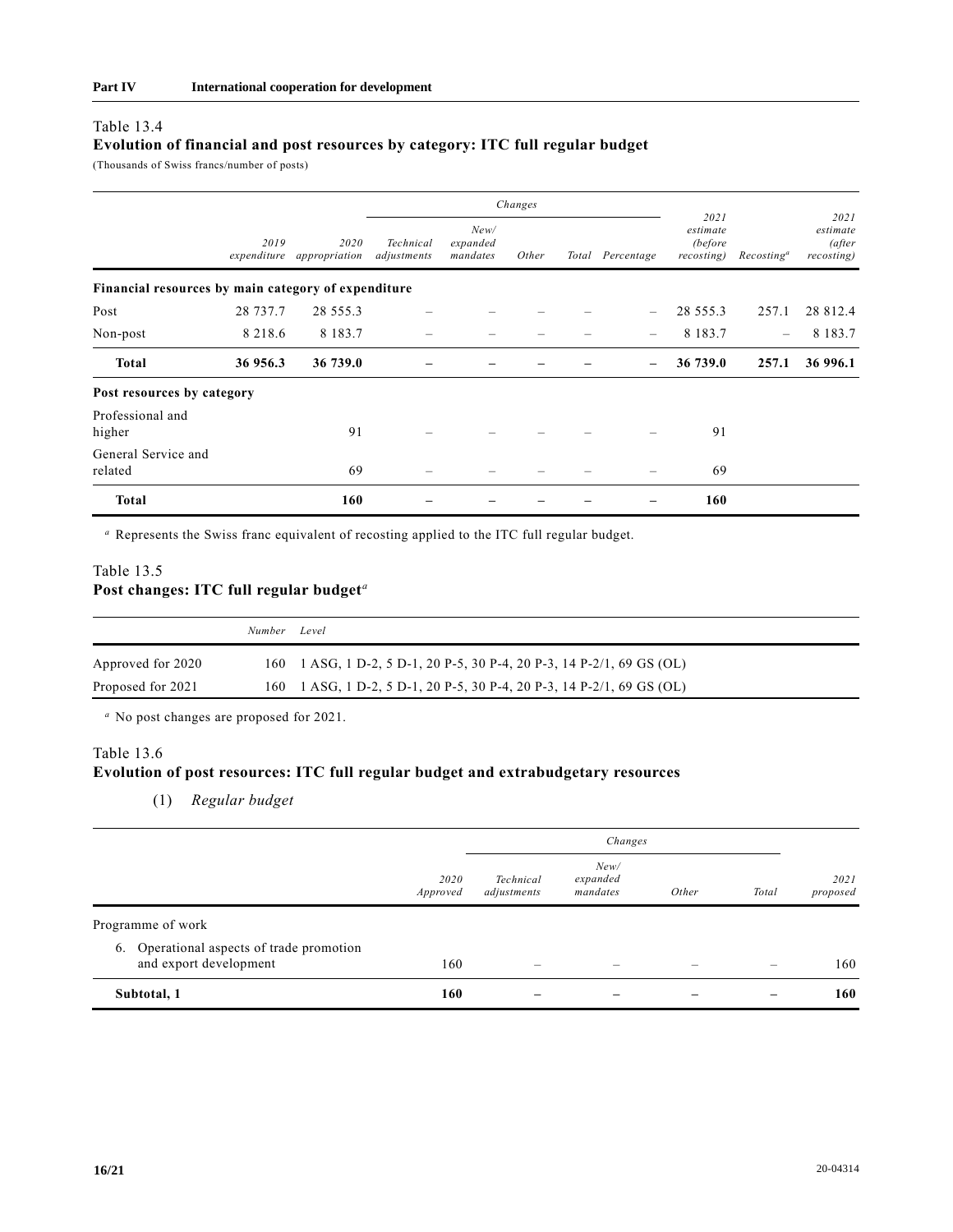Table 13.4
**Evolution of financial and post resources by category: ITC full regular budget**

(Thousands of Swiss francs/number of posts)

| | 2019 expenditure | 2020 appropriation | Changes | | | | | 2021 estimate (before recosting) | Recosting[a] | 2021 estimate (after recosting) |
|---|---|---|---|---|---|---|---|---|---|---|
| | | | Technical adjustments | New/ expanded mandates | Other | Total | Percentage | | | |
| **Financial resources by main category of expenditure** | | | | | | | | | | |
| Post | 28 737.7 | 28 555.3 | – | – | – | – | – | 28 555.3 | 257.1 | 28 812.4 |
| Non-post | 8 218.6 | 8 183.7 | – | – | – | – | – | 8 183.7 | – | 8 183.7 |
| **Total** | **36 956.3** | **36 739.0** | **–** | **–** | **–** | **–** | **–** | **36 739.0** | **257.1** | **36 996.1** |
| **Post resources by category** | | | | | | | | | | |
| Professional and higher | | 91 | – | – | – | – | – | 91 | | |
| General Service and related | | 69 | – | – | – | – | – | 69 | | |
| **Total** | | **160** | **–** | **–** | **–** | **–** | **–** | **160** | | |

[a] Represents the Swiss franc equivalent of recosting applied to the ITC full regular budget.

Table 13.5
**Post changes: ITC full regular budget**[a]

| | Number | Level |
|---|---|---|
| Approved for 2020 | 160 | 1 ASG, 1 D-2, 5 D-1, 20 P-5, 30 P-4, 20 P-3, 14 P-2/1, 69 GS (OL) |
| Proposed for 2021 | 160 | 1 ASG, 1 D-2, 5 D-1, 20 P-5, 30 P-4, 20 P-3, 14 P-2/1, 69 GS (OL) |

[a] No post changes are proposed for 2021.

Table 13.6
**Evolution of post resources: ITC full regular budget and extrabudgetary resources**

(1) *Regular budget*

| | 2020 Approved | Changes | | | | 2021 proposed |
|---|---|---|---|---|---|---|
| | | Technical adjustments | New/ expanded mandates | Other | Total | |
| Programme of work | | | | | | |
| 6. Operational aspects of trade promotion and export development | 160 | – | – | – | – | 160 |
| **Subtotal, 1** | **160** | **–** | **–** | **–** | **–** | **160** |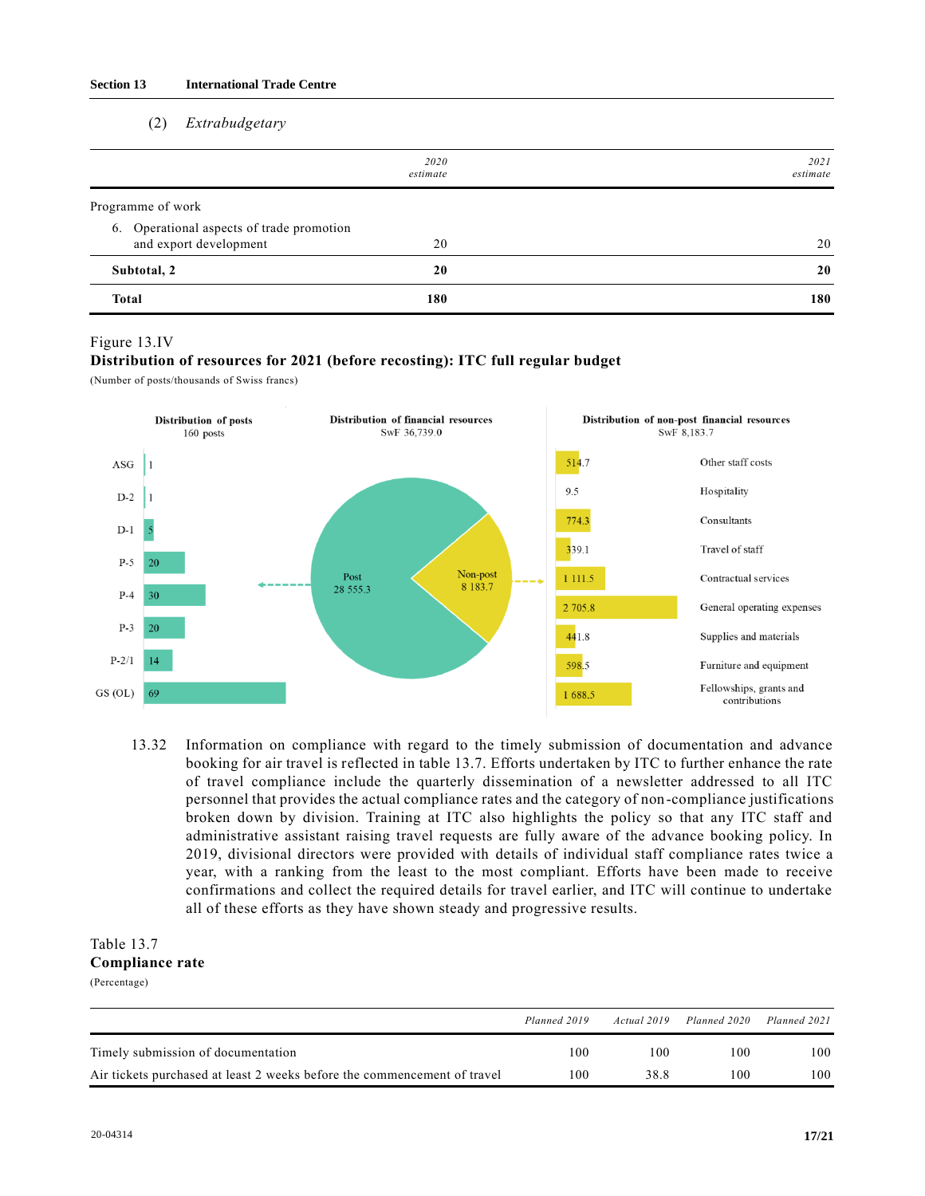(2) *Extrabudgetary*

| | 2020 estimate | 2021 estimate |
|---|---|---|
| Programme of work | | |
| 6. Operational aspects of trade promotion and export development | 20 | 20 |
| **Subtotal, 2** | **20** | **20** |
| **Total** | **180** | **180** |

Figure 13.IV
**Distribution of resources for 2021 (before recosting): ITC full regular budget**
(Number of posts/thousands of Swiss francs)

**Distribution of posts**
160 posts

| Grade | Posts |
|---|---|
| ASG | 1 |
| D-2 | 1 |
| D-1 | 5 |
| P-5 | 20 |
| P-4 | 30 |
| P-3 | 20 |
| P-2/1 | 14 |
| GS (OL) | 69 |

**Distribution of financial resources**
SwF 36,739.0

| Category | Amount |
|---|---|
| Post | 28 555.3 |
| Non-post | 8 183.7 |

**Distribution of non-post financial resources**
SwF 8,183.7

| Category | Amount |
|---|---|
| Other staff costs | 514.7 |
| Hospitality | 9.5 |
| Consultants | 774.3 |
| Travel of staff | 339.1 |
| Contractual services | 1 111.5 |
| General operating expenses | 2 705.8 |
| Supplies and materials | 441.8 |
| Furniture and equipment | 598.5 |
| Fellowships, grants and contributions | 1 688.5 |

13.32 Information on compliance with regard to the timely submission of documentation and advance booking for air travel is reflected in table 13.7. Efforts undertaken by ITC to further enhance the rate of travel compliance include the quarterly dissemination of a newsletter addressed to all ITC personnel that provides the actual compliance rates and the category of non-compliance justifications broken down by division. Training at ITC also highlights the policy so that any ITC staff and administrative assistant raising travel requests are fully aware of the advance booking policy. In 2019, divisional directors were provided with details of individual staff compliance rates twice a year, with a ranking from the least to the most compliant. Efforts have been made to receive confirmations and collect the required details for travel earlier, and ITC will continue to undertake all of these efforts as they have shown steady and progressive results.

Table 13.7
**Compliance rate**
(Percentage)

| | Planned 2019 | Actual 2019 | Planned 2020 | Planned 2021 |
|---|---|---|---|---|
| Timely submission of documentation | 100 | 100 | 100 | 100 |
| Air tickets purchased at least 2 weeks before the commencement of travel | 100 | 38.8 | 100 | 100 |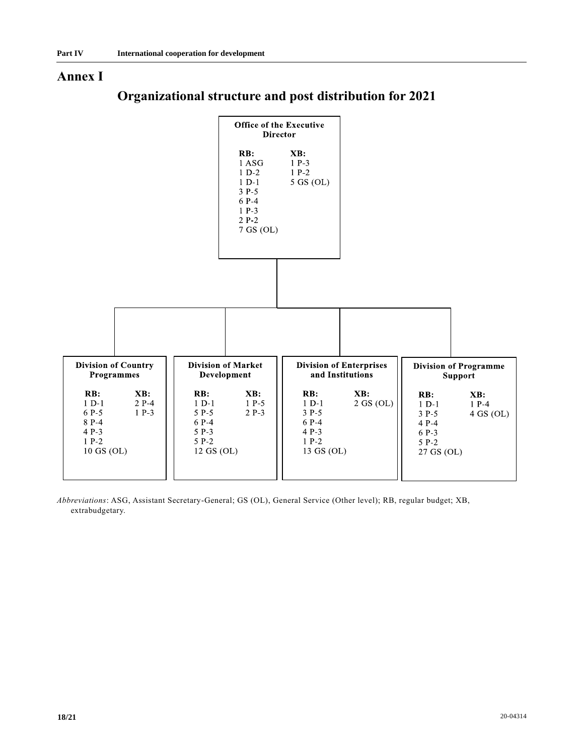# Annex I

## Organizational structure and post distribution for 2021

**Office of the Executive Director**

RB:
1 ASG
1 D-2
1 D-1
3 P-5
6 P-4
1 P-3
2 P-2
7 GS (OL)

XB:
1 P-3
1 P-2
5 GS (OL)

**Division of Country Programmes**

RB:
1 D-1
6 P-5
8 P-4
4 P-3
1 P-2
10 GS (OL)

XB:
2 P-4
1 P-3

**Division of Market Development**

RB:
1 D-1
5 P-5
6 P-4
5 P-3
5 P-2
12 GS (OL)

XB:
1 P-5
2 P-3

**Division of Enterprises and Institutions**

RB:
1 D-1
3 P-5
6 P-4
4 P-3
1 P-2
13 GS (OL)

XB:
2 GS (OL)

**Division of Programme Support**

RB:
1 D-1
3 P-5
4 P-4
6 P-3
5 P-2
27 GS (OL)

XB:
1 P-4
4 GS (OL)

*Abbreviations*: ASG, Assistant Secretary-General; GS (OL), General Service (Other level); RB, regular budget; XB, extrabudgetary.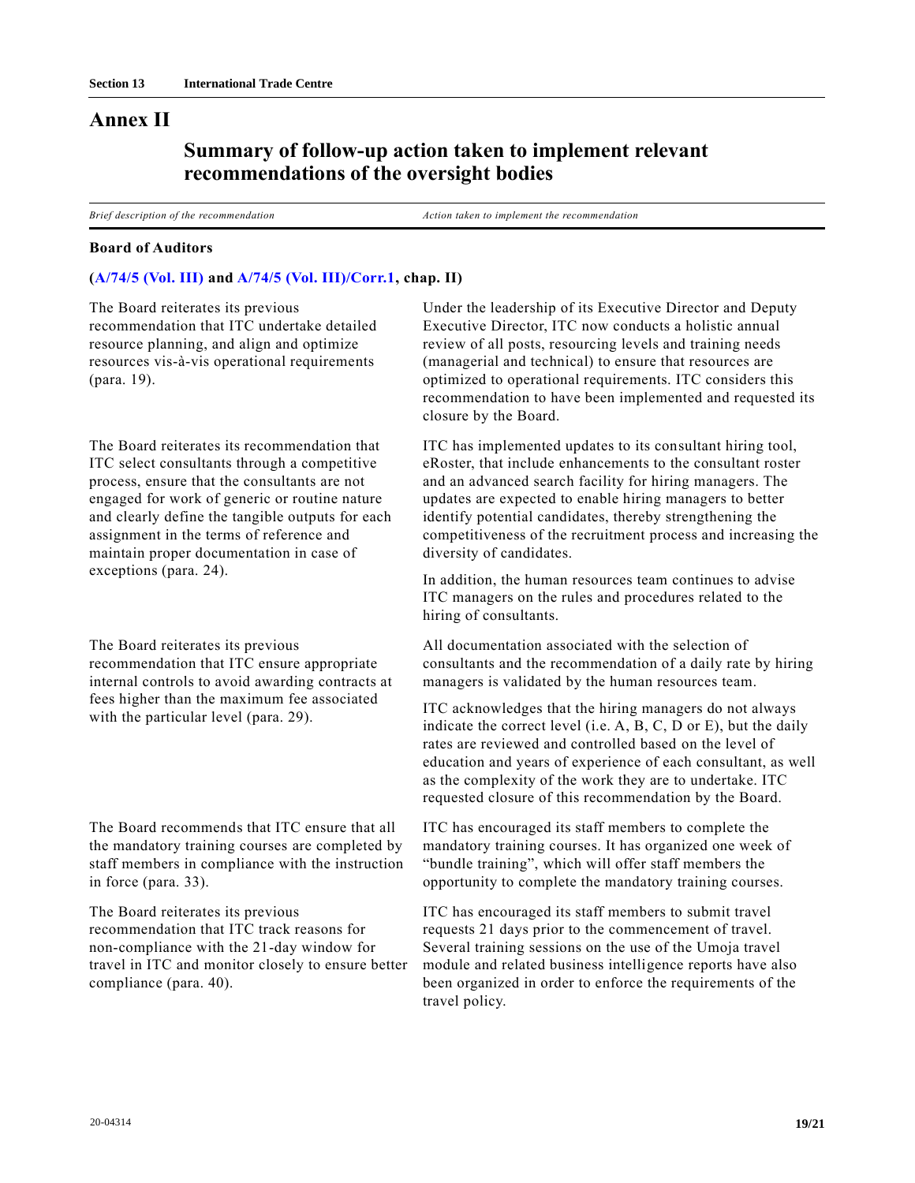# Annex II

## Summary of follow-up action taken to implement relevant recommendations of the oversight bodies

| *Brief description of the recommendation* | *Action taken to implement the recommendation* |
| --- | --- |
| **Board of Auditors** | |
| **(A/74/5 (Vol. III) and A/74/5 (Vol. III)/Corr.1, chap. II)** | |
| The Board reiterates its previous recommendation that ITC undertake detailed resource planning, and align and optimize resources vis-à-vis operational requirements (para. 19). | Under the leadership of its Executive Director and Deputy Executive Director, ITC now conducts a holistic annual review of all posts, resourcing levels and training needs (managerial and technical) to ensure that resources are optimized to operational requirements. ITC considers this recommendation to have been implemented and requested its closure by the Board. |
| The Board reiterates its recommendation that ITC select consultants through a competitive process, ensure that the consultants are not engaged for work of generic or routine nature and clearly define the tangible outputs for each assignment in the terms of reference and maintain proper documentation in case of exceptions (para. 24). | ITC has implemented updates to its consultant hiring tool, eRoster, that include enhancements to the consultant roster and an advanced search facility for hiring managers. The updates are expected to enable hiring managers to better identify potential candidates, thereby strengthening the competitiveness of the recruitment process and increasing the diversity of candidates.<br><br>In addition, the human resources team continues to advise ITC managers on the rules and procedures related to the hiring of consultants. |
| The Board reiterates its previous recommendation that ITC ensure appropriate internal controls to avoid awarding contracts at fees higher than the maximum fee associated with the particular level (para. 29). | All documentation associated with the selection of consultants and the recommendation of a daily rate by hiring managers is validated by the human resources team.<br><br>ITC acknowledges that the hiring managers do not always indicate the correct level (i.e. A, B, C, D or E), but the daily rates are reviewed and controlled based on the level of education and years of experience of each consultant, as well as the complexity of the work they are to undertake. ITC requested closure of this recommendation by the Board. |
| The Board recommends that ITC ensure that all the mandatory training courses are completed by staff members in compliance with the instruction in force (para. 33). | ITC has encouraged its staff members to complete the mandatory training courses. It has organized one week of "bundle training", which will offer staff members the opportunity to complete the mandatory training courses. |
| The Board reiterates its previous recommendation that ITC track reasons for non-compliance with the 21-day window for travel in ITC and monitor closely to ensure better compliance (para. 40). | ITC has encouraged its staff members to submit travel requests 21 days prior to the commencement of travel. Several training sessions on the use of the Umoja travel module and related business intelligence reports have also been organized in order to enforce the requirements of the travel policy. |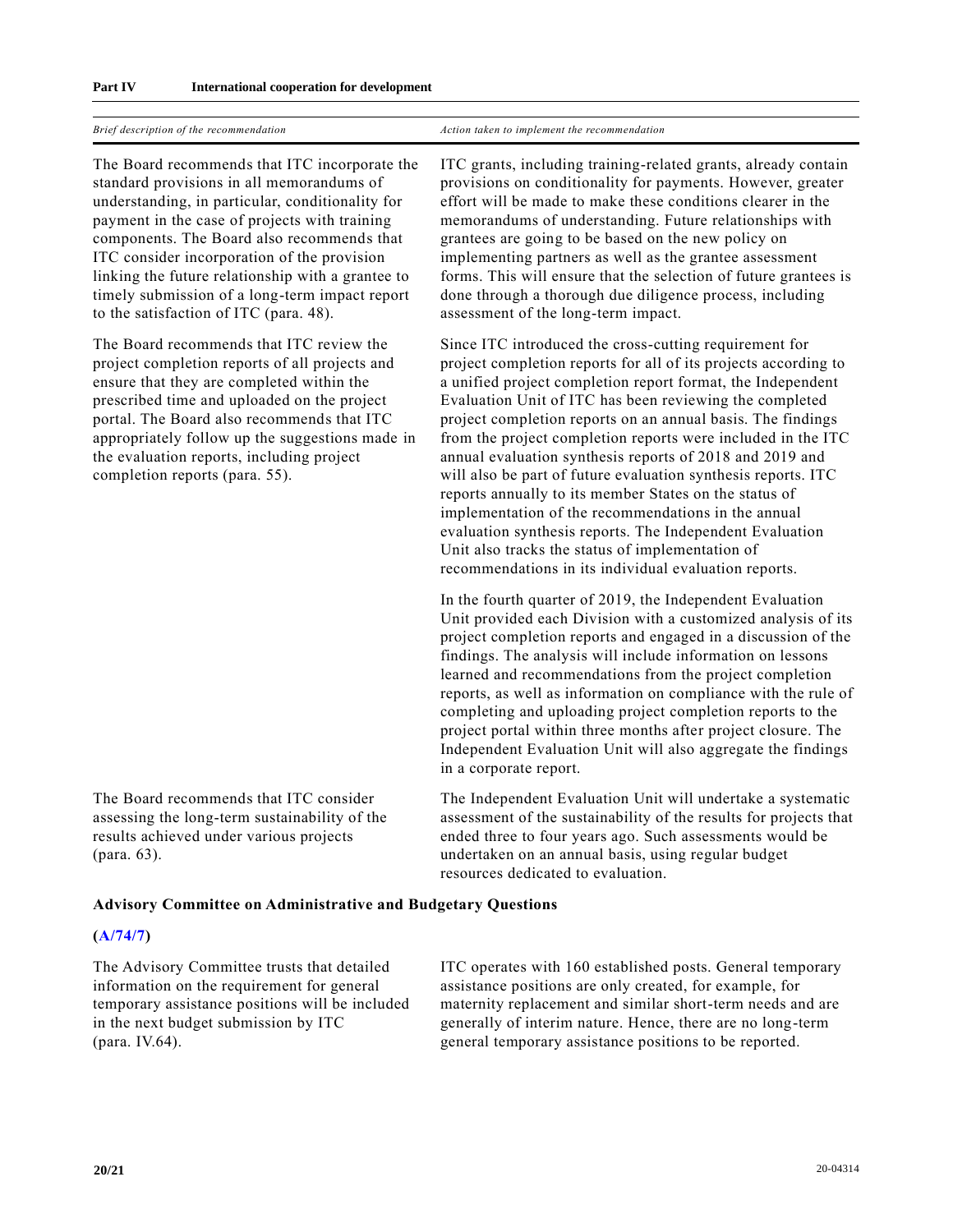| *Brief description of the recommendation* | *Action taken to implement the recommendation* |
| --- | --- |
| The Board recommends that ITC incorporate the standard provisions in all memorandums of understanding, in particular, conditionality for payment in the case of projects with training components. The Board also recommends that ITC consider incorporation of the provision linking the future relationship with a grantee to timely submission of a long-term impact report to the satisfaction of ITC (para. 48). | ITC grants, including training-related grants, already contain provisions on conditionality for payments. However, greater effort will be made to make these conditions clearer in the memorandums of understanding. Future relationships with grantees are going to be based on the new policy on implementing partners as well as the grantee assessment forms. This will ensure that the selection of future grantees is done through a thorough due diligence process, including assessment of the long-term impact. |
| The Board recommends that ITC review the project completion reports of all projects and ensure that they are completed within the prescribed time and uploaded on the project portal. The Board also recommends that ITC appropriately follow up the suggestions made in the evaluation reports, including project completion reports (para. 55). | Since ITC introduced the cross-cutting requirement for project completion reports for all of its projects according to a unified project completion report format, the Independent Evaluation Unit of ITC has been reviewing the completed project completion reports on an annual basis. The findings from the project completion reports were included in the ITC annual evaluation synthesis reports of 2018 and 2019 and will also be part of future evaluation synthesis reports. ITC reports annually to its member States on the status of implementation of the recommendations in the annual evaluation synthesis reports. The Independent Evaluation Unit also tracks the status of implementation of recommendations in its individual evaluation reports. |
| | In the fourth quarter of 2019, the Independent Evaluation Unit provided each Division with a customized analysis of its project completion reports and engaged in a discussion of the findings. The analysis will include information on lessons learned and recommendations from the project completion reports, as well as information on compliance with the rule of completing and uploading project completion reports to the project portal within three months after project closure. The Independent Evaluation Unit will also aggregate the findings in a corporate report. |
| The Board recommends that ITC consider assessing the long-term sustainability of the results achieved under various projects (para. 63). | The Independent Evaluation Unit will undertake a systematic assessment of the sustainability of the results for projects that ended three to four years ago. Such assessments would be undertaken on an annual basis, using regular budget resources dedicated to evaluation. |

**Advisory Committee on Administrative and Budgetary Questions**

**(A/74/7)**

| | |
| --- | --- |
| The Advisory Committee trusts that detailed information on the requirement for general temporary assistance positions will be included in the next budget submission by ITC (para. IV.64). | ITC operates with 160 established posts. General temporary assistance positions are only created, for example, for maternity replacement and similar short-term needs and are generally of interim nature. Hence, there are no long-term general temporary assistance positions to be reported. |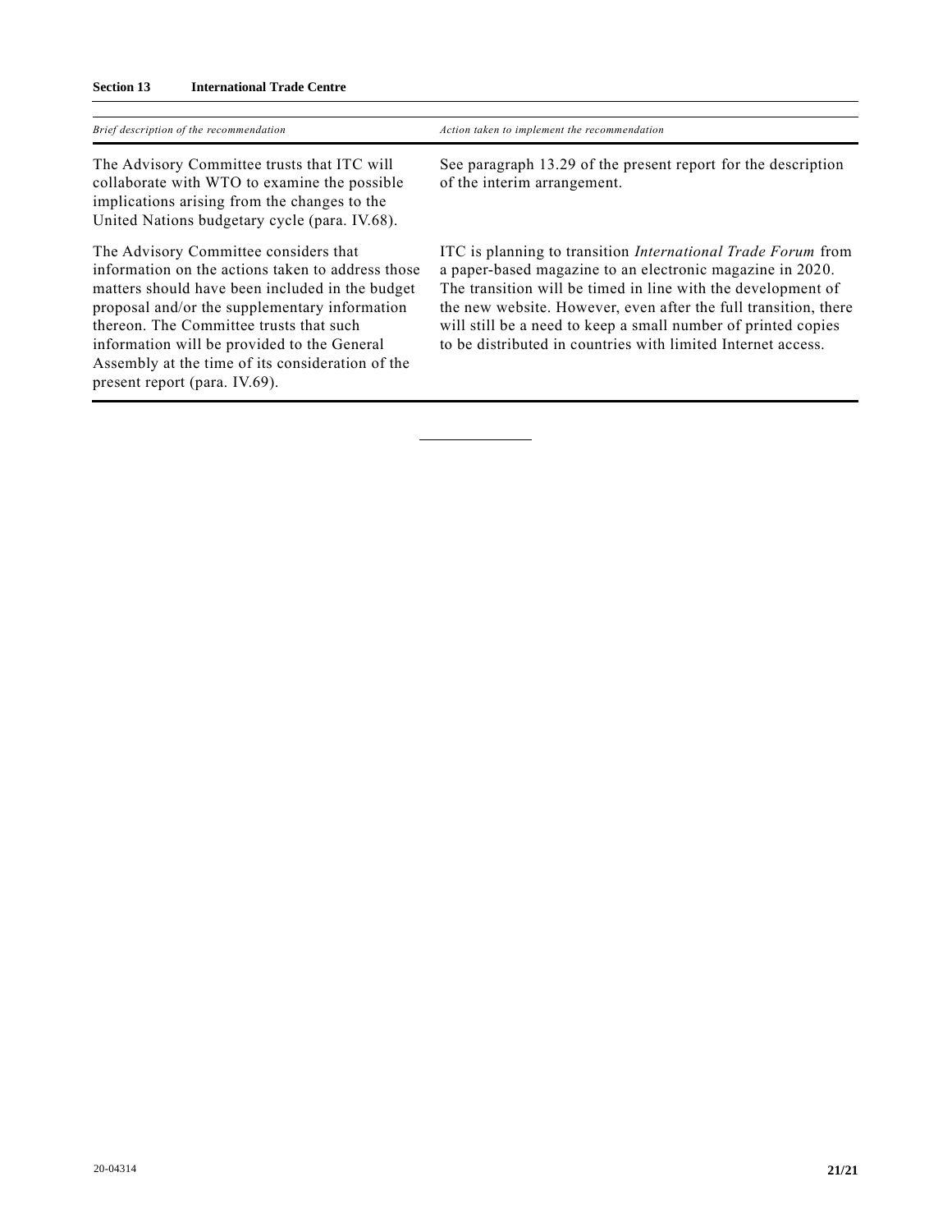| *Brief description of the recommendation* | *Action taken to implement the recommendation* |
|---|---|
| The Advisory Committee trusts that ITC will collaborate with WTO to examine the possible implications arising from the changes to the United Nations budgetary cycle (para. IV.68). | See paragraph 13.29 of the present report for the description of the interim arrangement. |
| The Advisory Committee considers that information on the actions taken to address those matters should have been included in the budget proposal and/or the supplementary information thereon. The Committee trusts that such information will be provided to the General Assembly at the time of its consideration of the present report (para. IV.69). | ITC is planning to transition *International Trade Forum* from a paper-based magazine to an electronic magazine in 2020. The transition will be timed in line with the development of the new website. However, even after the full transition, there will still be a need to keep a small number of printed copies to be distributed in countries with limited Internet access. |